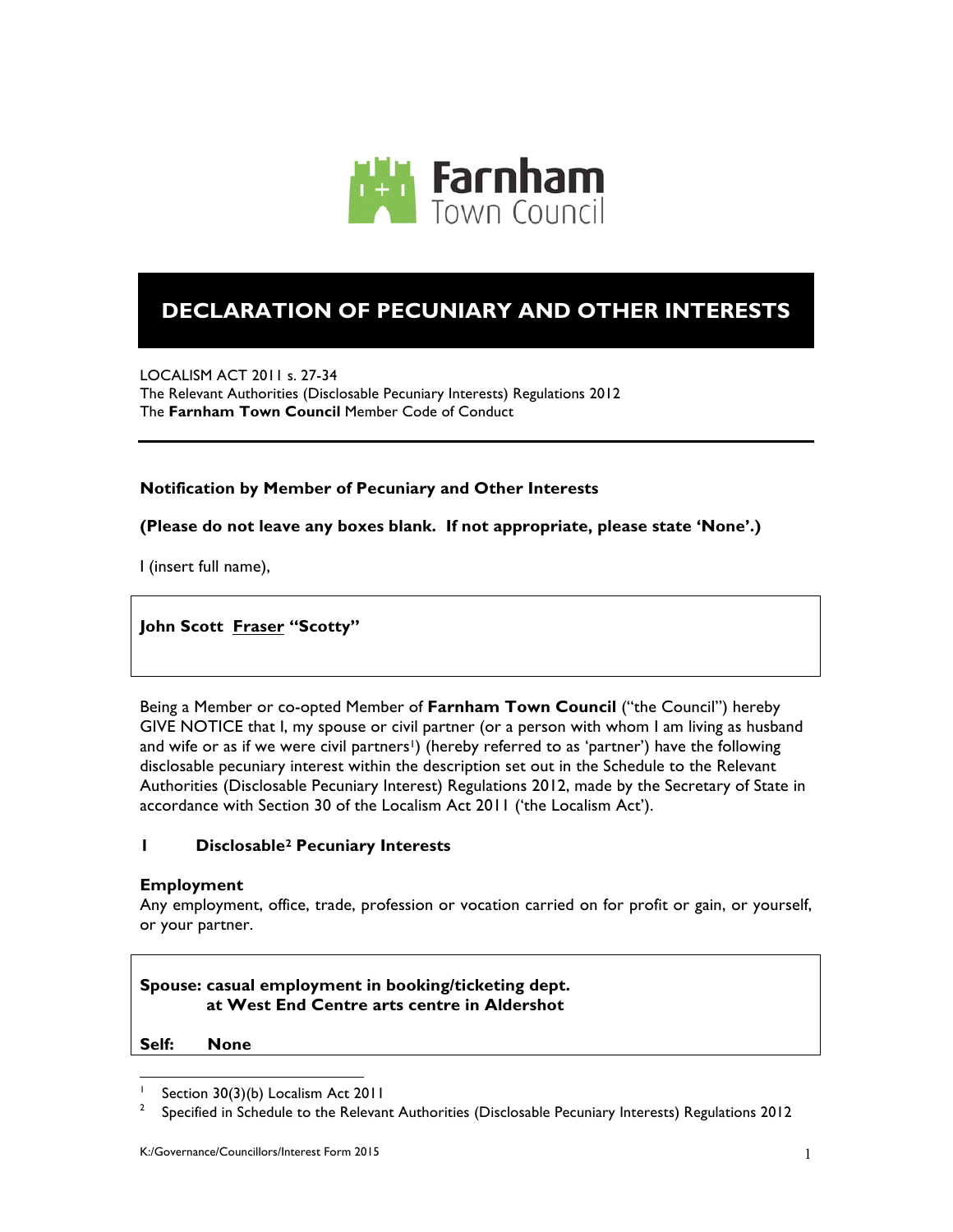Farnham Town Council

# DECLARATION OF PECUNIARY AND OTHER INTERESTS

LOCALISM ACT 2011 s. 27-34
The Relevant Authorities (Disclosable Pecuniary Interests) Regulations 2012
The **Farnham Town Council** Member Code of Conduct

---

**Notification by Member of Pecuniary and Other Interests**

**(Please do not leave any boxes blank. If not appropriate, please state 'None'.)**

I (insert full name),

| **John Scott <u>Fraser</u> "Scotty"** |
|---|

Being a Member or co-opted Member of **Farnham Town Council** ("the Council") hereby GIVE NOTICE that I, my spouse or civil partner (or a person with whom I am living as husband and wife or as if we were civil partners[1]) (hereby referred to as 'partner') have the following disclosable pecuniary interest within the description set out in the Schedule to the Relevant Authorities (Disclosable Pecuniary Interest) Regulations 2012, made by the Secretary of State in accordance with Section 30 of the Localism Act 2011 ('the Localism Act').

## 1 Disclosable[2] Pecuniary Interests

**Employment**
Any employment, office, trade, profession or vocation carried on for profit or gain, or yourself, or your partner.

| **Spouse: casual employment in booking/ticketing dept. at West End Centre arts centre in Aldershot**<br><br>**Self: None** |
|---|

[1] Section 30(3)(b) Localism Act 2011
[2] Specified in Schedule to the Relevant Authorities (Disclosable Pecuniary Interests) Regulations 2012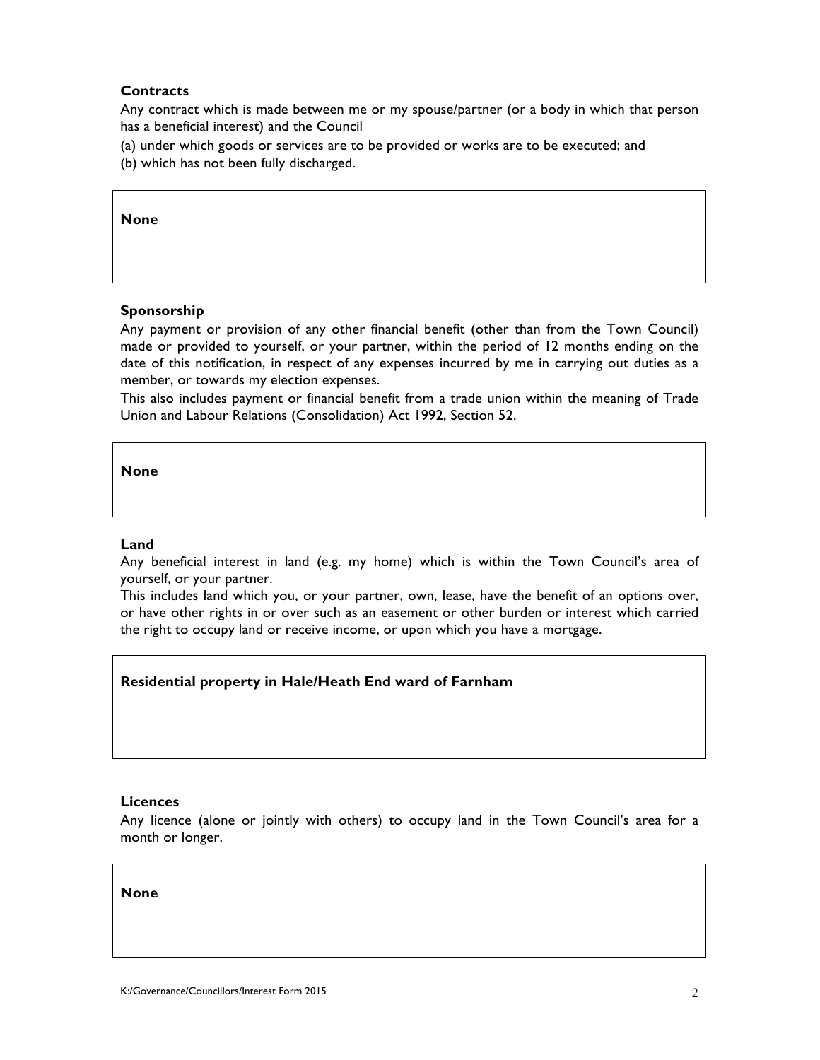**Contracts**

Any contract which is made between me or my spouse/partner (or a body in which that person has a beneficial interest) and the Council

(a) under which goods or services are to be provided or works are to be executed; and

(b) which has not been fully discharged.

| **None** |
|---|

**Sponsorship**

Any payment or provision of any other financial benefit (other than from the Town Council) made or provided to yourself, or your partner, within the period of 12 months ending on the date of this notification, in respect of any expenses incurred by me in carrying out duties as a member, or towards my election expenses.

This also includes payment or financial benefit from a trade union within the meaning of Trade Union and Labour Relations (Consolidation) Act 1992, Section 52.

| **None** |
|---|

**Land**

Any beneficial interest in land (e.g. my home) which is within the Town Council's area of yourself, or your partner.

This includes land which you, or your partner, own, lease, have the benefit of an options over, or have other rights in or over such as an easement or other burden or interest which carried the right to occupy land or receive income, or upon which you have a mortgage.

| **Residential property in Hale/Heath End ward of Farnham** |
|---|

**Licences**

Any licence (alone or jointly with others) to occupy land in the Town Council's area for a month or longer.

| **None** |
|---|

K:/Governance/Councillors/Interest Form 2015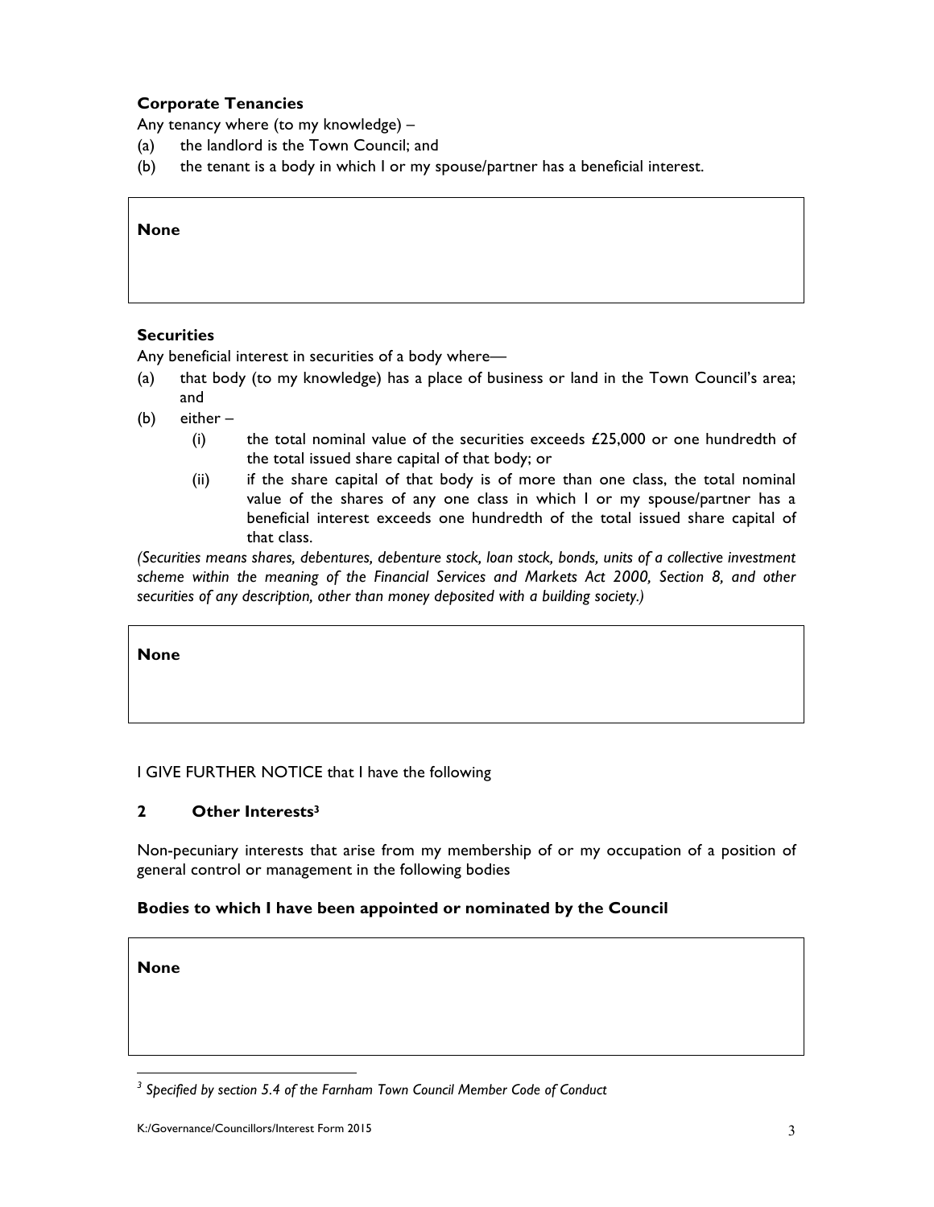**Corporate Tenancies**

Any tenancy where (to my knowledge) –

(a) the landlord is the Town Council; and

(b) the tenant is a body in which I or my spouse/partner has a beneficial interest.

**None**

**Securities**

Any beneficial interest in securities of a body where—

(a) that body (to my knowledge) has a place of business or land in the Town Council's area; and

(b) either –

   (i) the total nominal value of the securities exceeds £25,000 or one hundredth of the total issued share capital of that body; or

   (ii) if the share capital of that body is of more than one class, the total nominal value of the shares of any one class in which I or my spouse/partner has a beneficial interest exceeds one hundredth of the total issued share capital of that class.

*(Securities means shares, debentures, debenture stock, loan stock, bonds, units of a collective investment scheme within the meaning of the Financial Services and Markets Act 2000, Section 8, and other securities of any description, other than money deposited with a building society.)*

**None**

I GIVE FURTHER NOTICE that I have the following

## 2 Other Interests[3]

Non-pecuniary interests that arise from my membership of or my occupation of a position of general control or management in the following bodies

**Bodies to which I have been appointed or nominated by the Council**

**None**

[3] *Specified by section 5.4 of the Farnham Town Council Member Code of Conduct*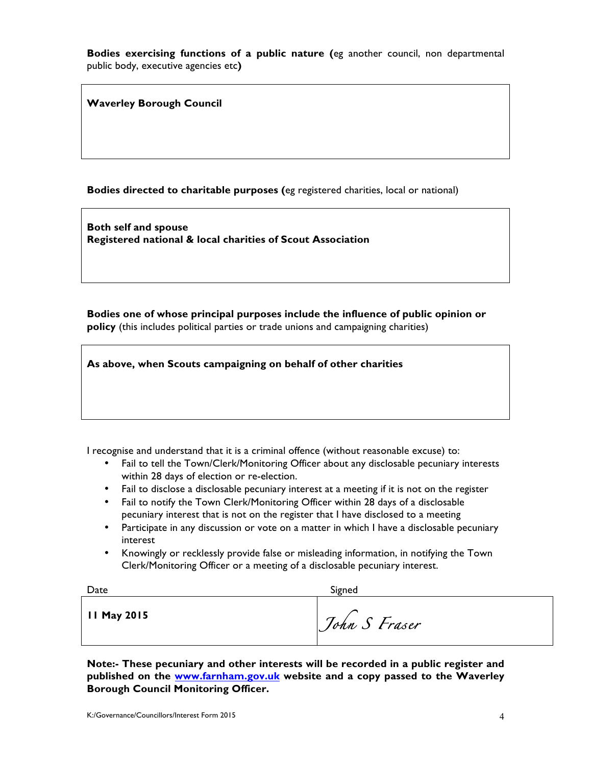**Bodies exercising functions of a public nature (**eg another council, non departmental public body, executive agencies etc**)**

| |
|---|
| **Waverley Borough Council** |

**Bodies directed to charitable purposes (**eg registered charities, local or national)

| |
|---|
| **Both self and spouse**<br>**Registered national & local charities of Scout Association** |

**Bodies one of whose principal purposes include the influence of public opinion or policy** (this includes political parties or trade unions and campaigning charities)

| |
|---|
| **As above, when Scouts campaigning on behalf of other charities** |

I recognise and understand that it is a criminal offence (without reasonable excuse) to:

- Fail to tell the Town/Clerk/Monitoring Officer about any disclosable pecuniary interests within 28 days of election or re-election.
- Fail to disclose a disclosable pecuniary interest at a meeting if it is not on the register
- Fail to notify the Town Clerk/Monitoring Officer within 28 days of a disclosable pecuniary interest that is not on the register that I have disclosed to a meeting
- Participate in any discussion or vote on a matter in which I have a disclosable pecuniary interest
- Knowingly or recklessly provide false or misleading information, in notifying the Town Clerk/Monitoring Officer or a meeting of a disclosable pecuniary interest.

| Date | Signed |
|---|---|
| **11 May 2015** | *John S Fraser* |

**Note:- These pecuniary and other interests will be recorded in a public register and published on the [www.farnham.gov.uk](http://www.farnham.gov.uk) website and a copy passed to the Waverley Borough Council Monitoring Officer.**

K:/Governance/Councillors/Interest Form 2015